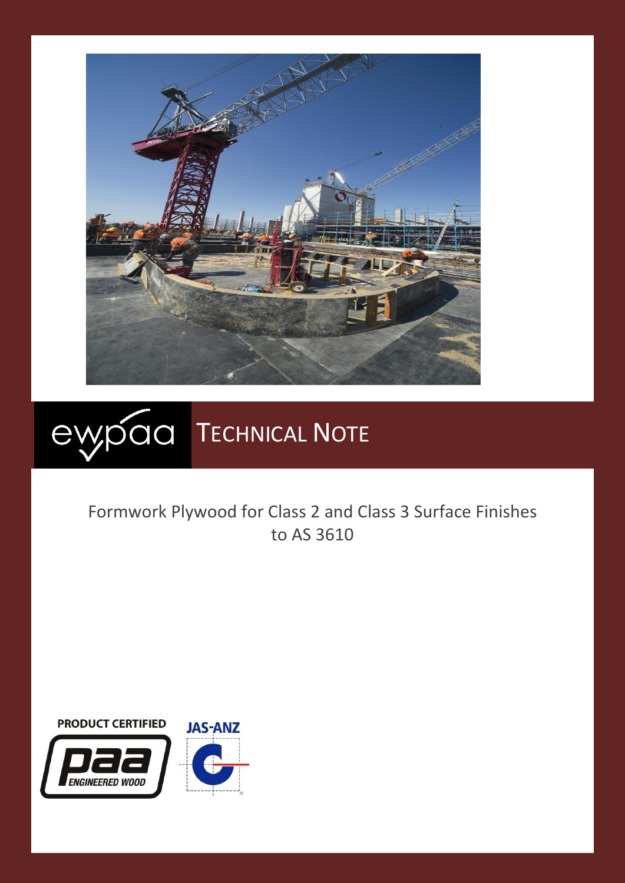ewpaa TECHNICAL NOTE

# Formwork Plywood for Class 2 and Class 3 Surface Finishes to AS 3610

PRODUCT CERTIFIED

paa ENGINEERED WOOD

JAS-ANZ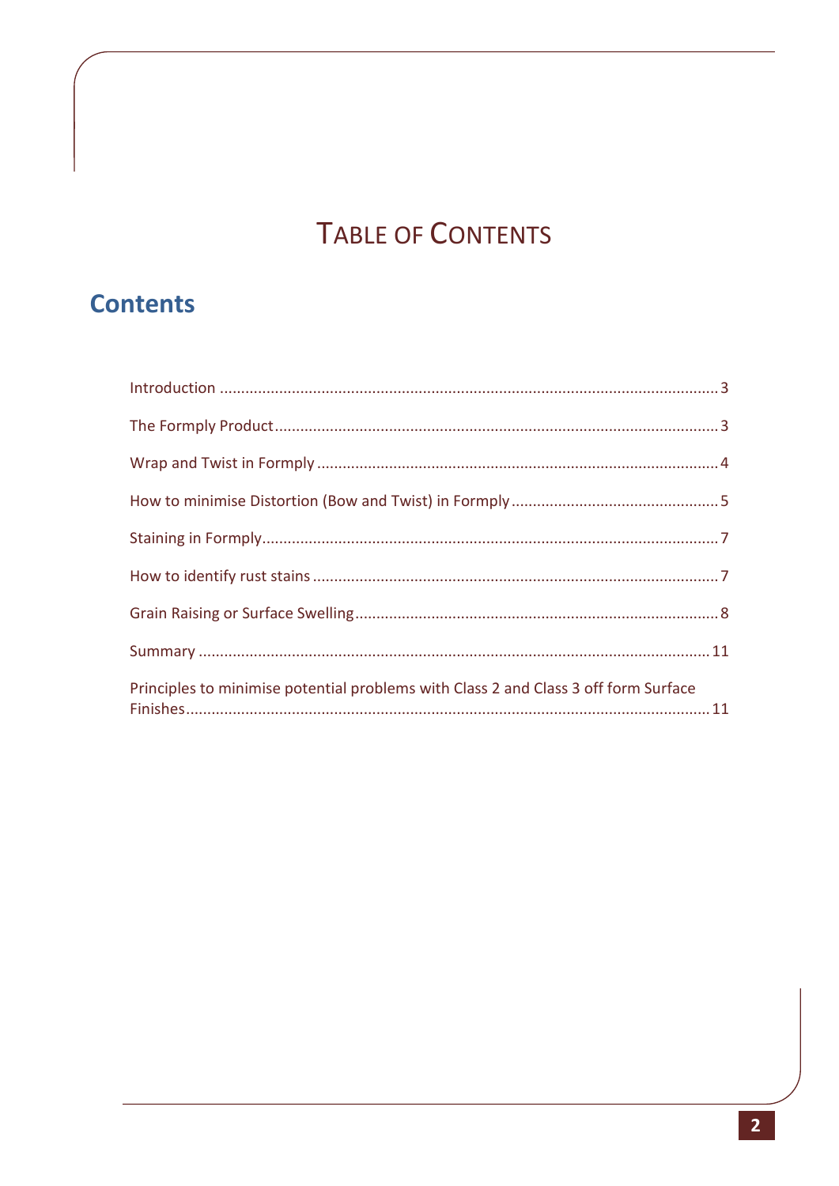# TABLE OF CONTENTS

## Contents

Introduction ..................................................................................................... 3

The Formply Product ........................................................................................ 3

Wrap and Twist in Formply ............................................................................... 4

How to minimise Distortion (Bow and Twist) in Formply ................................................. 5

Staining in Formply ........................................................................................... 7

How to identify rust stains ................................................................................ 7

Grain Raising or Surface Swelling ....................................................................... 8

Summary ......................................................................................................... 11

Principles to minimise potential problems with Class 2 and Class 3 off form Surface Finishes .......................................................................................................... 11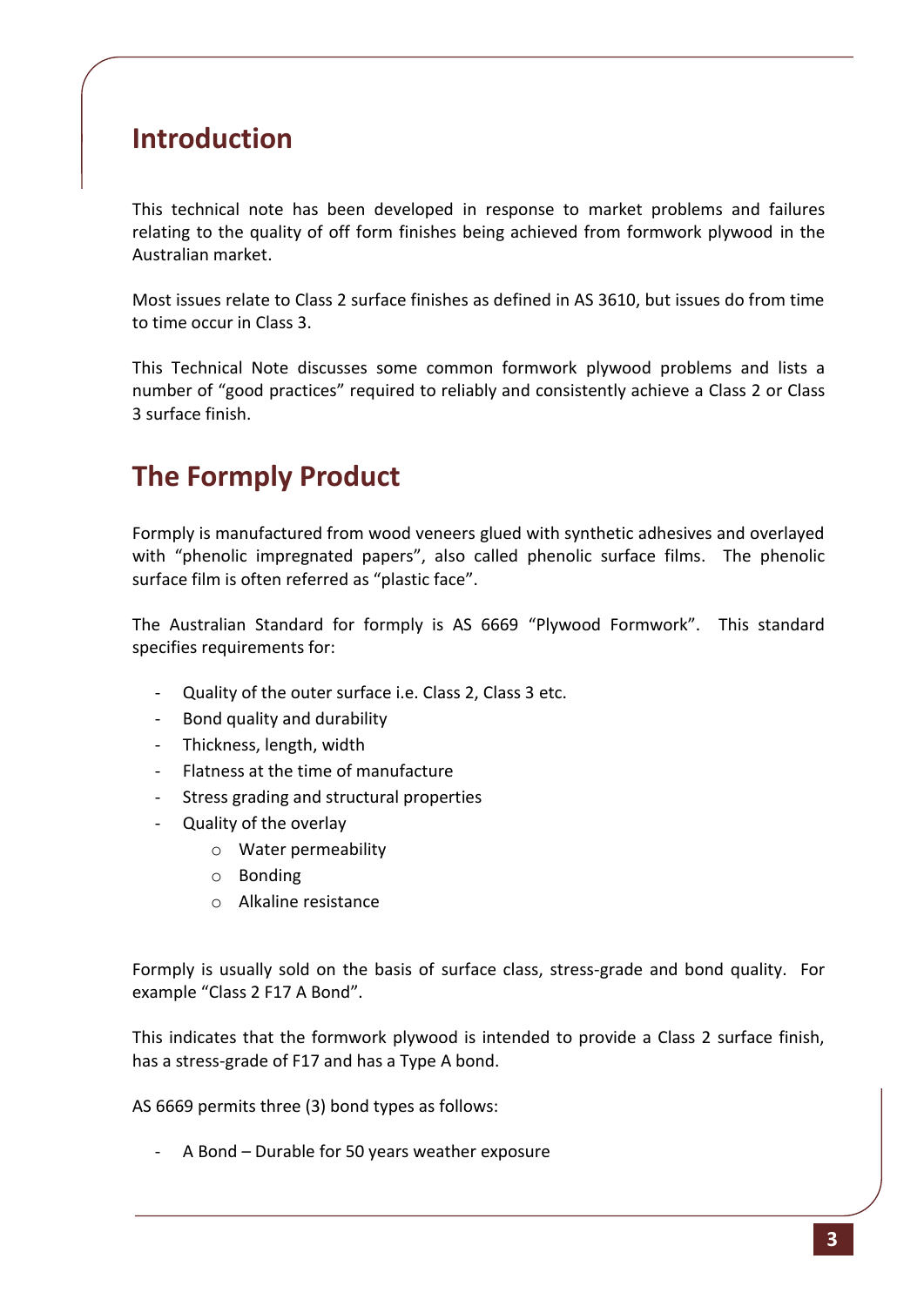## Introduction

This technical note has been developed in response to market problems and failures relating to the quality of off form finishes being achieved from formwork plywood in the Australian market.

Most issues relate to Class 2 surface finishes as defined in AS 3610, but issues do from time to time occur in Class 3.

This Technical Note discusses some common formwork plywood problems and lists a number of "good practices" required to reliably and consistently achieve a Class 2 or Class 3 surface finish.

## The Formply Product

Formply is manufactured from wood veneers glued with synthetic adhesives and overlayed with "phenolic impregnated papers", also called phenolic surface films. The phenolic surface film is often referred as "plastic face".

The Australian Standard for formply is AS 6669 "Plywood Formwork". This standard specifies requirements for:

- Quality of the outer surface i.e. Class 2, Class 3 etc.
- Bond quality and durability
- Thickness, length, width
- Flatness at the time of manufacture
- Stress grading and structural properties
- Quality of the overlay
    - Water permeability
    - Bonding
    - Alkaline resistance

Formply is usually sold on the basis of surface class, stress-grade and bond quality. For example "Class 2 F17 A Bond".

This indicates that the formwork plywood is intended to provide a Class 2 surface finish, has a stress-grade of F17 and has a Type A bond.

AS 6669 permits three (3) bond types as follows:

- A Bond – Durable for 50 years weather exposure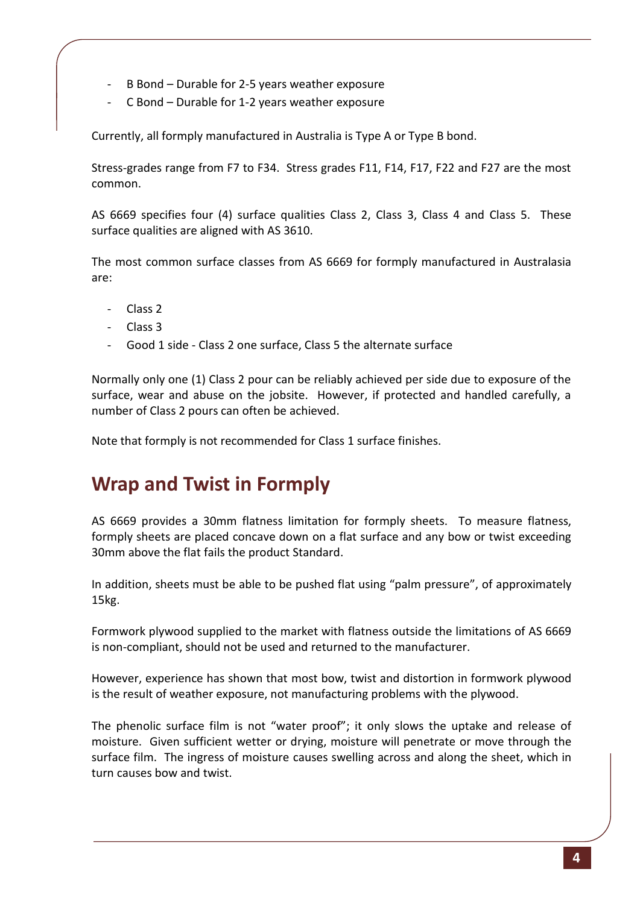- B Bond – Durable for 2-5 years weather exposure
- C Bond – Durable for 1-2 years weather exposure

Currently, all formply manufactured in Australia is Type A or Type B bond.

Stress-grades range from F7 to F34. Stress grades F11, F14, F17, F22 and F27 are the most common.

AS 6669 specifies four (4) surface qualities Class 2, Class 3, Class 4 and Class 5. These surface qualities are aligned with AS 3610.

The most common surface classes from AS 6669 for formply manufactured in Australasia are:

- Class 2
- Class 3
- Good 1 side - Class 2 one surface, Class 5 the alternate surface

Normally only one (1) Class 2 pour can be reliably achieved per side due to exposure of the surface, wear and abuse on the jobsite. However, if protected and handled carefully, a number of Class 2 pours can often be achieved.

Note that formply is not recommended for Class 1 surface finishes.

## Wrap and Twist in Formply

AS 6669 provides a 30mm flatness limitation for formply sheets. To measure flatness, formply sheets are placed concave down on a flat surface and any bow or twist exceeding 30mm above the flat fails the product Standard.

In addition, sheets must be able to be pushed flat using "palm pressure", of approximately 15kg.

Formwork plywood supplied to the market with flatness outside the limitations of AS 6669 is non-compliant, should not be used and returned to the manufacturer.

However, experience has shown that most bow, twist and distortion in formwork plywood is the result of weather exposure, not manufacturing problems with the plywood.

The phenolic surface film is not "water proof"; it only slows the uptake and release of moisture. Given sufficient wetter or drying, moisture will penetrate or move through the surface film. The ingress of moisture causes swelling across and along the sheet, which in turn causes bow and twist.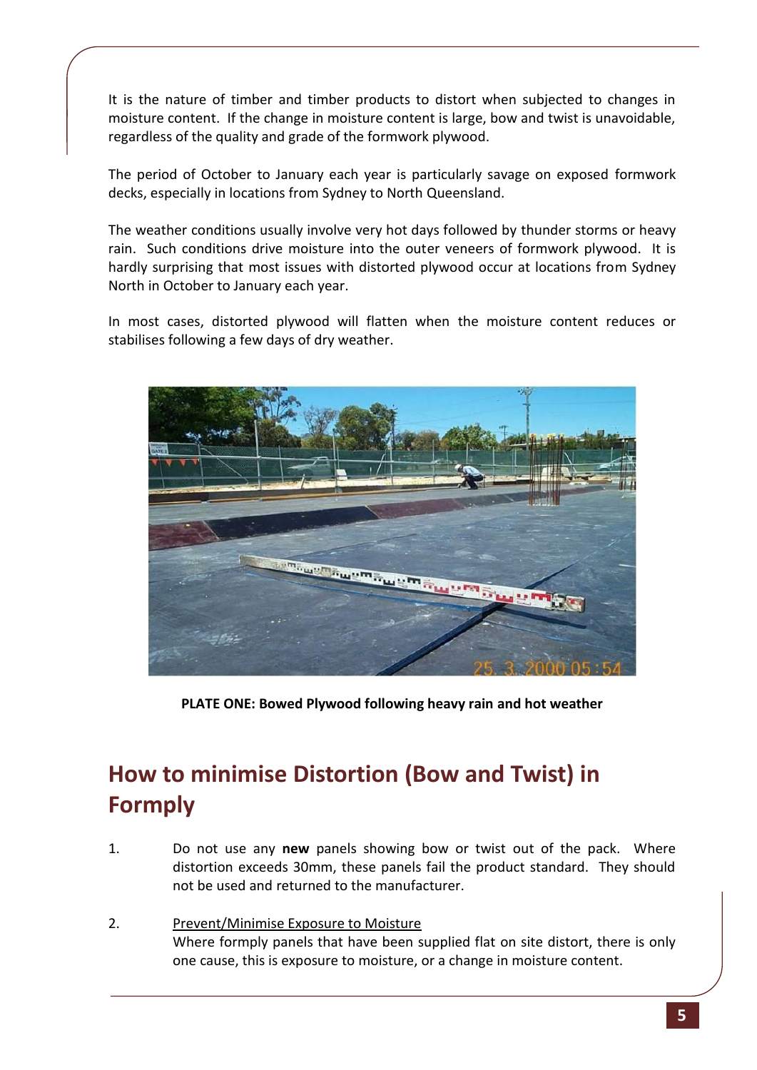It is the nature of timber and timber products to distort when subjected to changes in moisture content. If the change in moisture content is large, bow and twist is unavoidable, regardless of the quality and grade of the formwork plywood.

The period of October to January each year is particularly savage on exposed formwork decks, especially in locations from Sydney to North Queensland.

The weather conditions usually involve very hot days followed by thunder storms or heavy rain. Such conditions drive moisture into the outer veneers of formwork plywood. It is hardly surprising that most issues with distorted plywood occur at locations from Sydney North in October to January each year.

In most cases, distorted plywood will flatten when the moisture content reduces or stabilises following a few days of dry weather.

**PLATE ONE: Bowed Plywood following heavy rain and hot weather**

## How to minimise Distortion (Bow and Twist) in Formply

1. Do not use any **new** panels showing bow or twist out of the pack. Where distortion exceeds 30mm, these panels fail the product standard. They should not be used and returned to the manufacturer.

2. <u>Prevent/Minimise Exposure to Moisture</u>
   Where formply panels that have been supplied flat on site distort, there is only one cause, this is exposure to moisture, or a change in moisture content.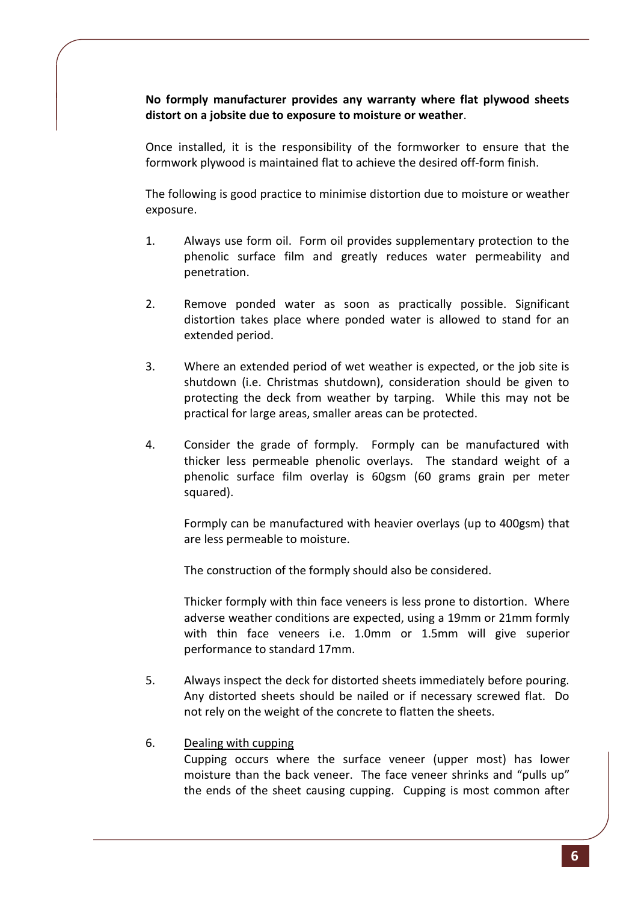**No formply manufacturer provides any warranty where flat plywood sheets distort on a jobsite due to exposure to moisture or weather**.

Once installed, it is the responsibility of the formworker to ensure that the formwork plywood is maintained flat to achieve the desired off-form finish.

The following is good practice to minimise distortion due to moisture or weather exposure.

1. Always use form oil. Form oil provides supplementary protection to the phenolic surface film and greatly reduces water permeability and penetration.

2. Remove ponded water as soon as practically possible. Significant distortion takes place where ponded water is allowed to stand for an extended period.

3. Where an extended period of wet weather is expected, or the job site is shutdown (i.e. Christmas shutdown), consideration should be given to protecting the deck from weather by tarping. While this may not be practical for large areas, smaller areas can be protected.

4. Consider the grade of formply. Formply can be manufactured with thicker less permeable phenolic overlays. The standard weight of a phenolic surface film overlay is 60gsm (60 grams grain per meter squared).

   Formply can be manufactured with heavier overlays (up to 400gsm) that are less permeable to moisture.

   The construction of the formply should also be considered.

   Thicker formply with thin face veneers is less prone to distortion. Where adverse weather conditions are expected, using a 19mm or 21mm formly with thin face veneers i.e. 1.0mm or 1.5mm will give superior performance to standard 17mm.

5. Always inspect the deck for distorted sheets immediately before pouring. Any distorted sheets should be nailed or if necessary screwed flat. Do not rely on the weight of the concrete to flatten the sheets.

6. Dealing with cupping

   Cupping occurs where the surface veneer (upper most) has lower moisture than the back veneer. The face veneer shrinks and "pulls up" the ends of the sheet causing cupping. Cupping is most common after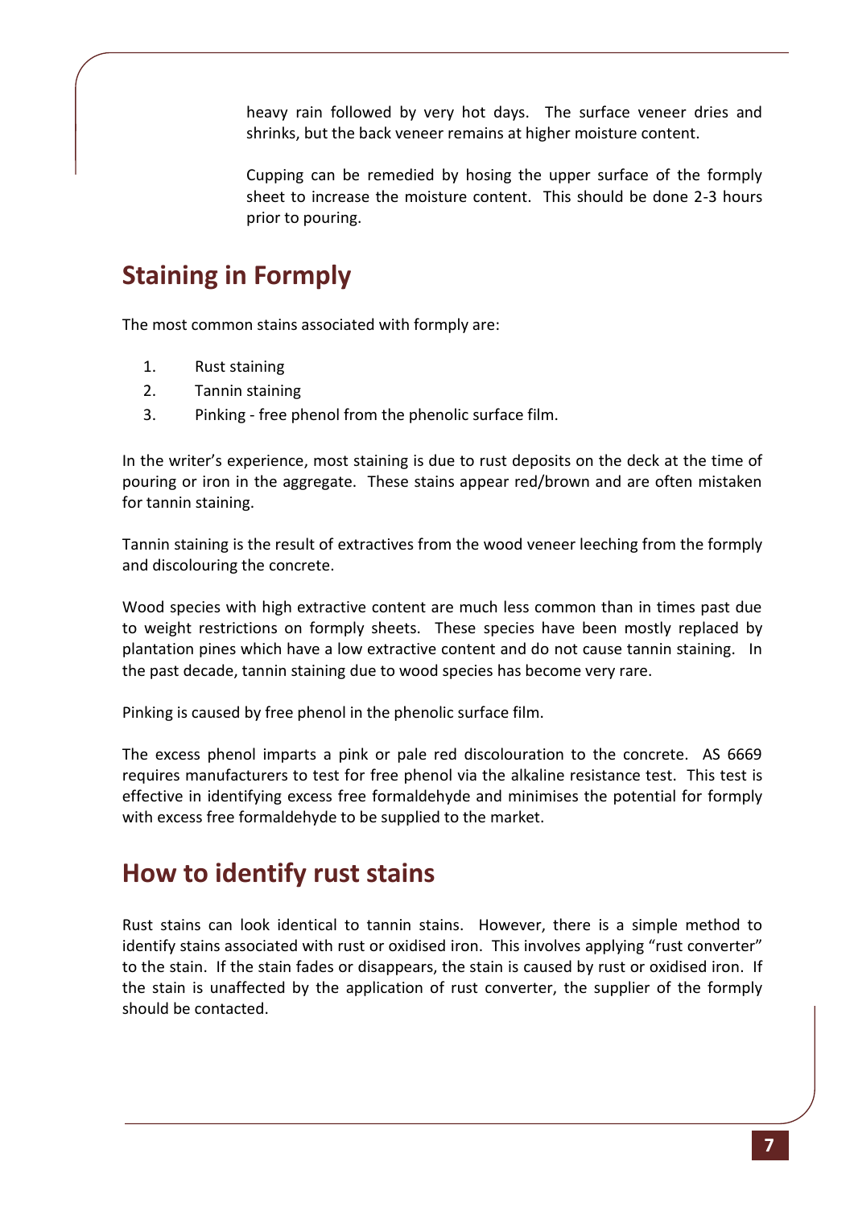heavy rain followed by very hot days. The surface veneer dries and shrinks, but the back veneer remains at higher moisture content.

Cupping can be remedied by hosing the upper surface of the formply sheet to increase the moisture content. This should be done 2-3 hours prior to pouring.

## Staining in Formply

The most common stains associated with formply are:

1. Rust staining
2. Tannin staining
3. Pinking - free phenol from the phenolic surface film.

In the writer's experience, most staining is due to rust deposits on the deck at the time of pouring or iron in the aggregate. These stains appear red/brown and are often mistaken for tannin staining.

Tannin staining is the result of extractives from the wood veneer leeching from the formply and discolouring the concrete.

Wood species with high extractive content are much less common than in times past due to weight restrictions on formply sheets. These species have been mostly replaced by plantation pines which have a low extractive content and do not cause tannin staining. In the past decade, tannin staining due to wood species has become very rare.

Pinking is caused by free phenol in the phenolic surface film.

The excess phenol imparts a pink or pale red discolouration to the concrete. AS 6669 requires manufacturers to test for free phenol via the alkaline resistance test. This test is effective in identifying excess free formaldehyde and minimises the potential for formply with excess free formaldehyde to be supplied to the market.

## How to identify rust stains

Rust stains can look identical to tannin stains. However, there is a simple method to identify stains associated with rust or oxidised iron. This involves applying "rust converter" to the stain. If the stain fades or disappears, the stain is caused by rust or oxidised iron. If the stain is unaffected by the application of rust converter, the supplier of the formply should be contacted.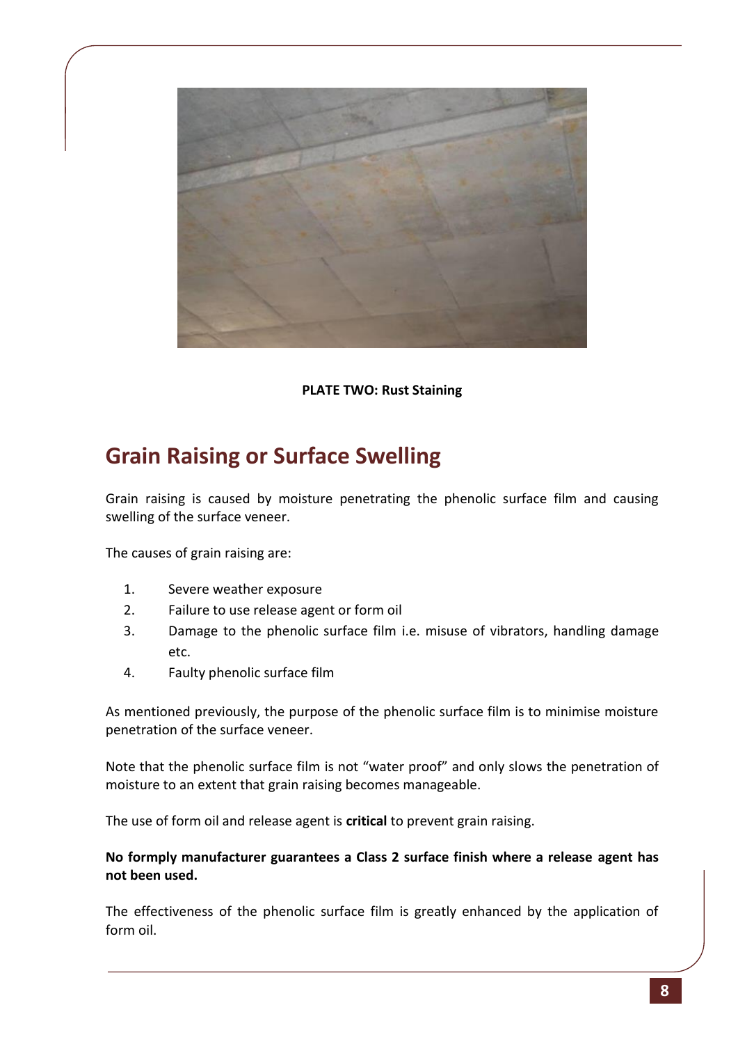**PLATE TWO: Rust Staining**

## Grain Raising or Surface Swelling

Grain raising is caused by moisture penetrating the phenolic surface film and causing swelling of the surface veneer.

The causes of grain raising are:

1. Severe weather exposure
2. Failure to use release agent or form oil
3. Damage to the phenolic surface film i.e. misuse of vibrators, handling damage etc.
4. Faulty phenolic surface film

As mentioned previously, the purpose of the phenolic surface film is to minimise moisture penetration of the surface veneer.

Note that the phenolic surface film is not "water proof" and only slows the penetration of moisture to an extent that grain raising becomes manageable.

The use of form oil and release agent is **critical** to prevent grain raising.

**No formply manufacturer guarantees a Class 2 surface finish where a release agent has not been used.**

The effectiveness of the phenolic surface film is greatly enhanced by the application of form oil.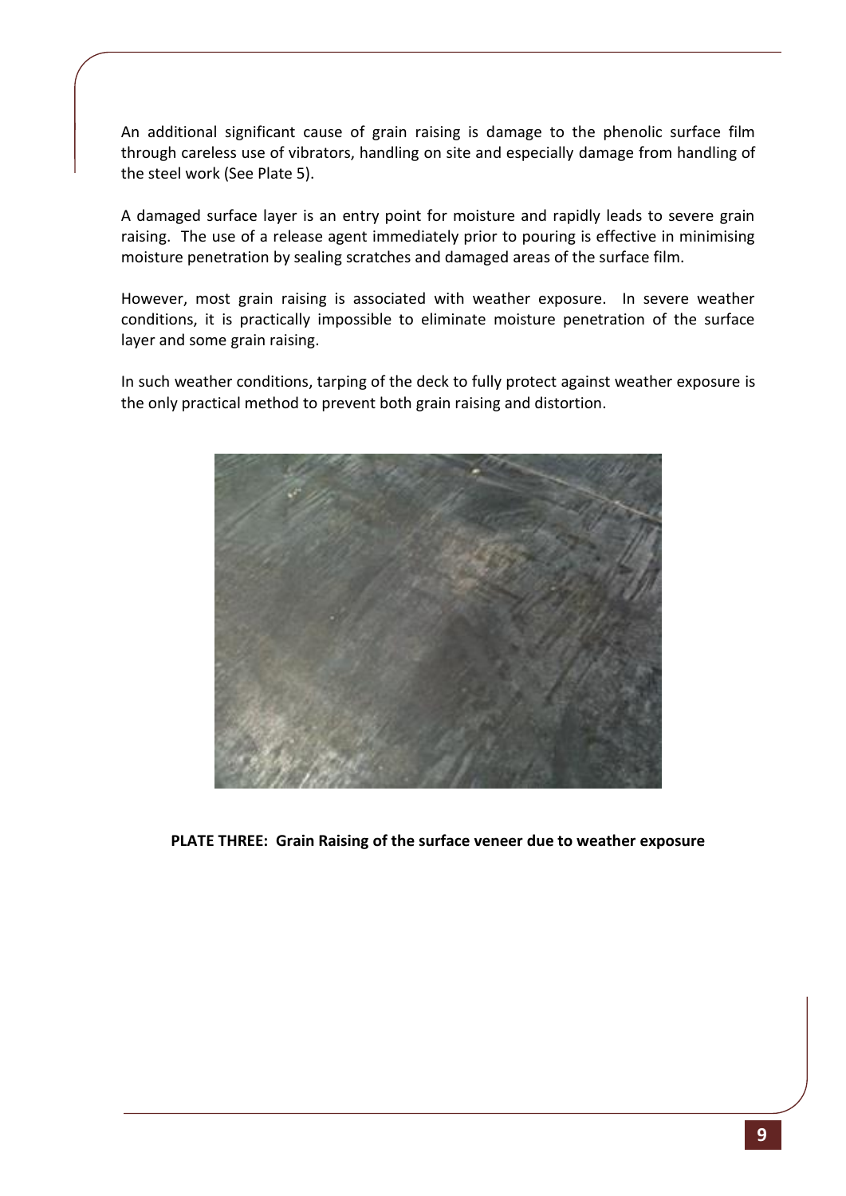An additional significant cause of grain raising is damage to the phenolic surface film through careless use of vibrators, handling on site and especially damage from handling of the steel work (See Plate 5).

A damaged surface layer is an entry point for moisture and rapidly leads to severe grain raising. The use of a release agent immediately prior to pouring is effective in minimising moisture penetration by sealing scratches and damaged areas of the surface film.

However, most grain raising is associated with weather exposure. In severe weather conditions, it is practically impossible to eliminate moisture penetration of the surface layer and some grain raising.

In such weather conditions, tarping of the deck to fully protect against weather exposure is the only practical method to prevent both grain raising and distortion.

**PLATE THREE: Grain Raising of the surface veneer due to weather exposure**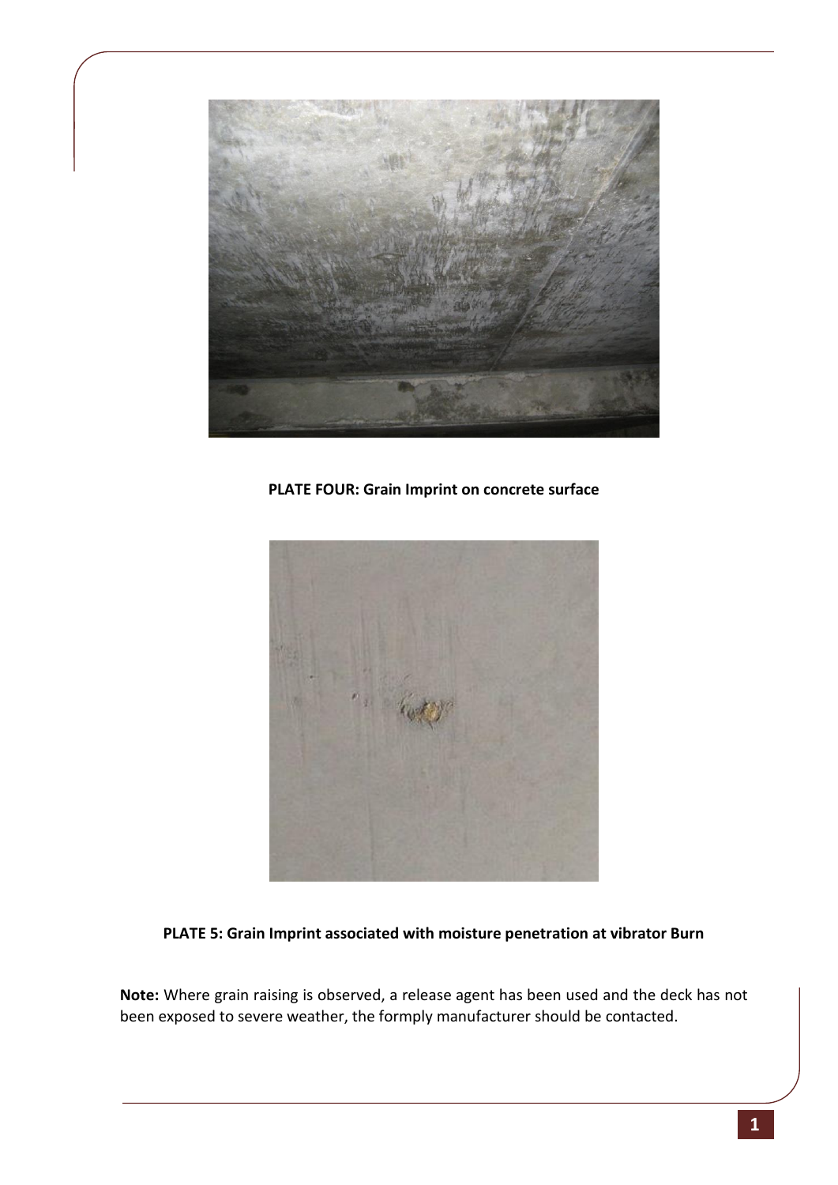**PLATE FOUR: Grain Imprint on concrete surface**

**PLATE 5: Grain Imprint associated with moisture penetration at vibrator Burn**

**Note:** Where grain raising is observed, a release agent has been used and the deck has not been exposed to severe weather, the formply manufacturer should be contacted.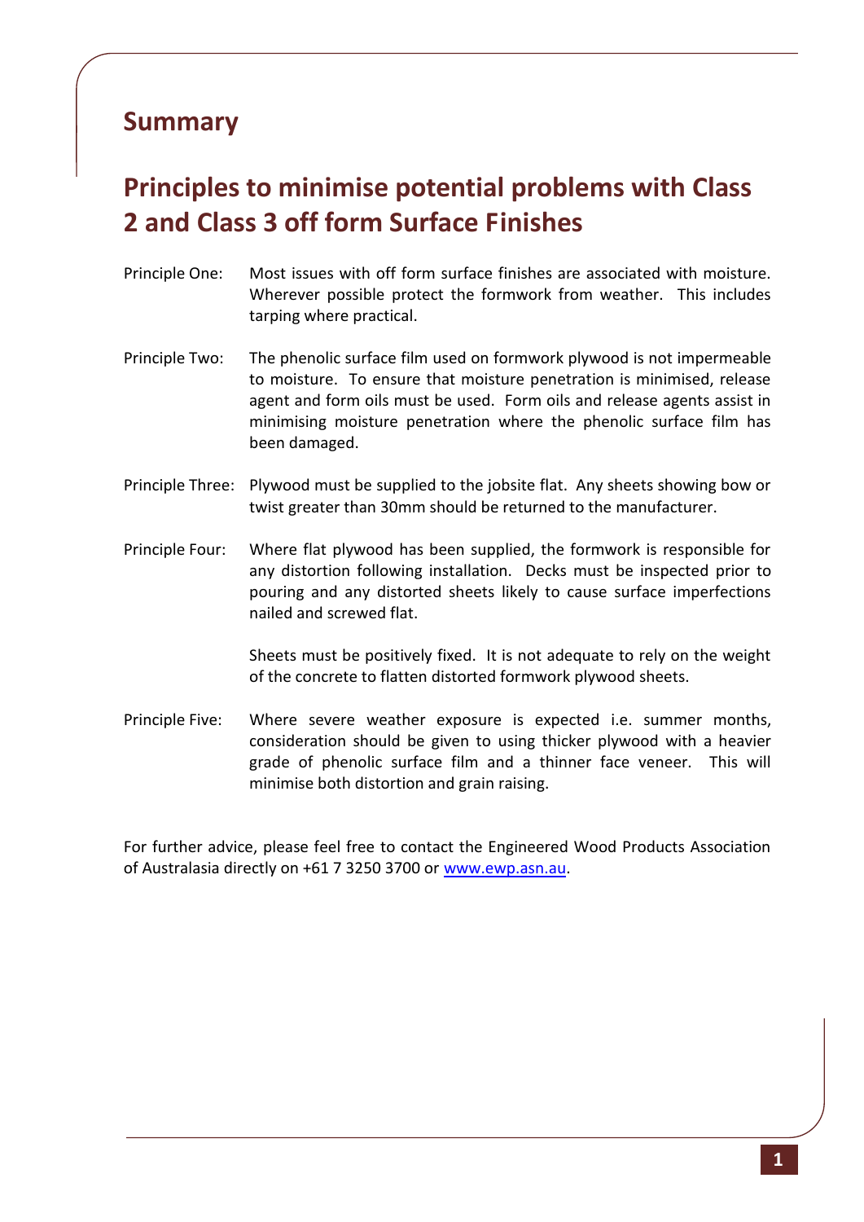## Summary

## Principles to minimise potential problems with Class 2 and Class 3 off form Surface Finishes

Principle One: Most issues with off form surface finishes are associated with moisture. Wherever possible protect the formwork from weather. This includes tarping where practical.

Principle Two: The phenolic surface film used on formwork plywood is not impermeable to moisture. To ensure that moisture penetration is minimised, release agent and form oils must be used. Form oils and release agents assist in minimising moisture penetration where the phenolic surface film has been damaged.

Principle Three: Plywood must be supplied to the jobsite flat. Any sheets showing bow or twist greater than 30mm should be returned to the manufacturer.

Principle Four: Where flat plywood has been supplied, the formwork is responsible for any distortion following installation. Decks must be inspected prior to pouring and any distorted sheets likely to cause surface imperfections nailed and screwed flat.

Sheets must be positively fixed. It is not adequate to rely on the weight of the concrete to flatten distorted formwork plywood sheets.

Principle Five: Where severe weather exposure is expected i.e. summer months, consideration should be given to using thicker plywood with a heavier grade of phenolic surface film and a thinner face veneer. This will minimise both distortion and grain raising.

For further advice, please feel free to contact the Engineered Wood Products Association of Australasia directly on +61 7 3250 3700 or www.ewp.asn.au.